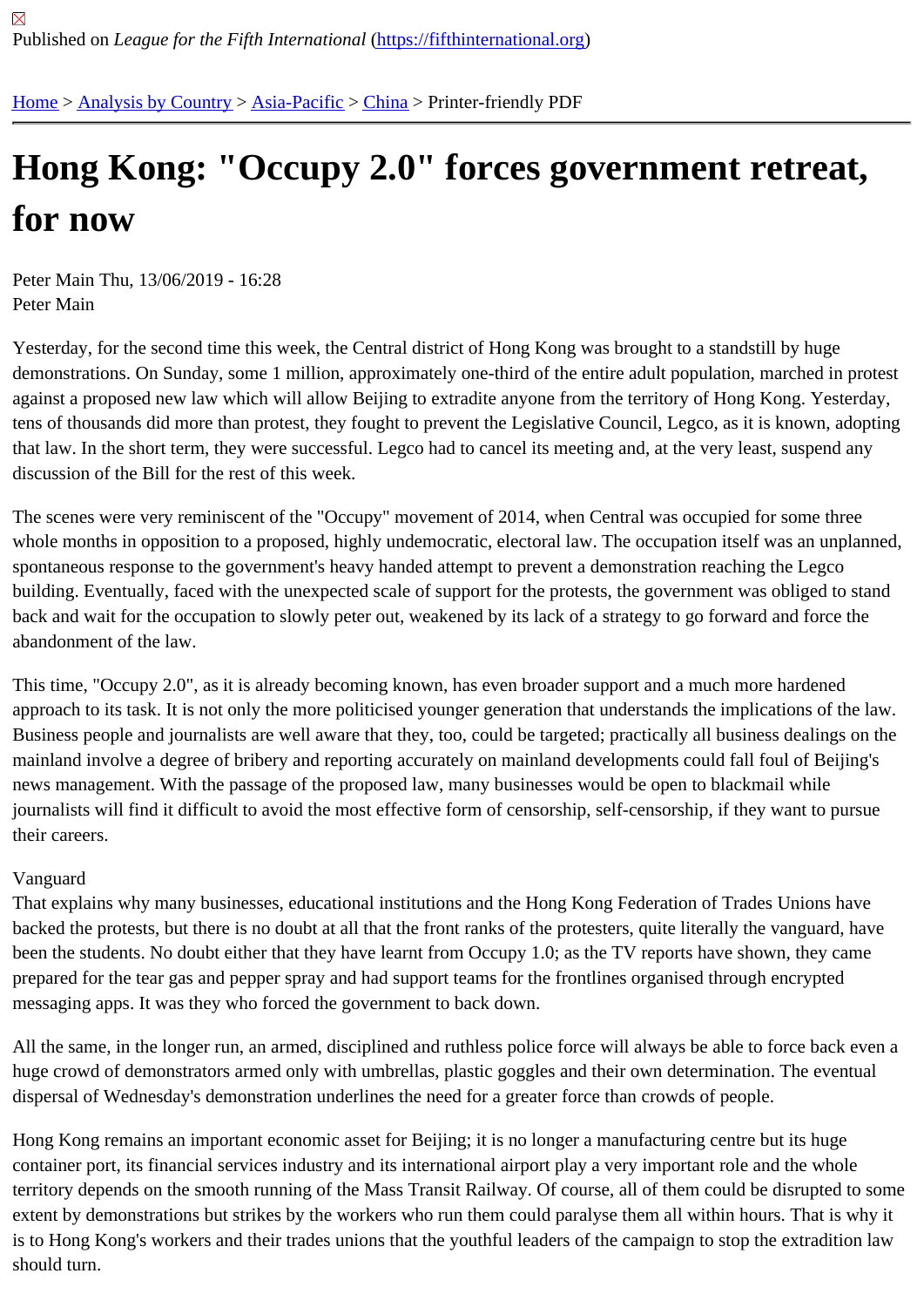Published on *League for the Fifth International* (https://fifthinternational.org)

Home > Analysis by Country > Asia-Pacific > China > Printer-friendly PDF

# Hong Kong: "Occupy 2.0" forces government retreat, for now

Peter Main Thu, 13/06/2019 - 16:28
Peter Main

Yesterday, for the second time this week, the Central district of Hong Kong was brought to a standstill by huge demonstrations. On Sunday, some 1 million, approximately one-third of the entire adult population, marched in protest against a proposed new law which will allow Beijing to extradite anyone from the territory of Hong Kong. Yesterday, tens of thousands did more than protest, they fought to prevent the Legislative Council, Legco, as it is known, adopting that law. In the short term, they were successful. Legco had to cancel its meeting and, at the very least, suspend any discussion of the Bill for the rest of this week.

The scenes were very reminiscent of the "Occupy" movement of 2014, when Central was occupied for some three whole months in opposition to a proposed, highly undemocratic, electoral law. The occupation itself was an unplanned, spontaneous response to the government's heavy handed attempt to prevent a demonstration reaching the Legco building. Eventually, faced with the unexpected scale of support for the protests, the government was obliged to stand back and wait for the occupation to slowly peter out, weakened by its lack of a strategy to go forward and force the abandonment of the law.

This time, "Occupy 2.0", as it is already becoming known, has even broader support and a much more hardened approach to its task. It is not only the more politicised younger generation that understands the implications of the law. Business people and journalists are well aware that they, too, could be targeted; practically all business dealings on the mainland involve a degree of bribery and reporting accurately on mainland developments could fall foul of Beijing's news management. With the passage of the proposed law, many businesses would be open to blackmail while journalists will find it difficult to avoid the most effective form of censorship, self-censorship, if they want to pursue their careers.

Vanguard

That explains why many businesses, educational institutions and the Hong Kong Federation of Trades Unions have backed the protests, but there is no doubt at all that the front ranks of the protesters, quite literally the vanguard, have been the students. No doubt either that they have learnt from Occupy 1.0; as the TV reports have shown, they came prepared for the tear gas and pepper spray and had support teams for the frontlines organised through encrypted messaging apps. It was they who forced the government to back down.

All the same, in the longer run, an armed, disciplined and ruthless police force will always be able to force back even a huge crowd of demonstrators armed only with umbrellas, plastic goggles and their own determination. The eventual dispersal of Wednesday's demonstration underlines the need for a greater force than crowds of people.

Hong Kong remains an important economic asset for Beijing; it is no longer a manufacturing centre but its huge container port, its financial services industry and its international airport play a very important role and the whole territory depends on the smooth running of the Mass Transit Railway. Of course, all of them could be disrupted to some extent by demonstrations but strikes by the workers who run them could paralyse them all within hours. That is why it is to Hong Kong's workers and their trades unions that the youthful leaders of the campaign to stop the extradition law should turn.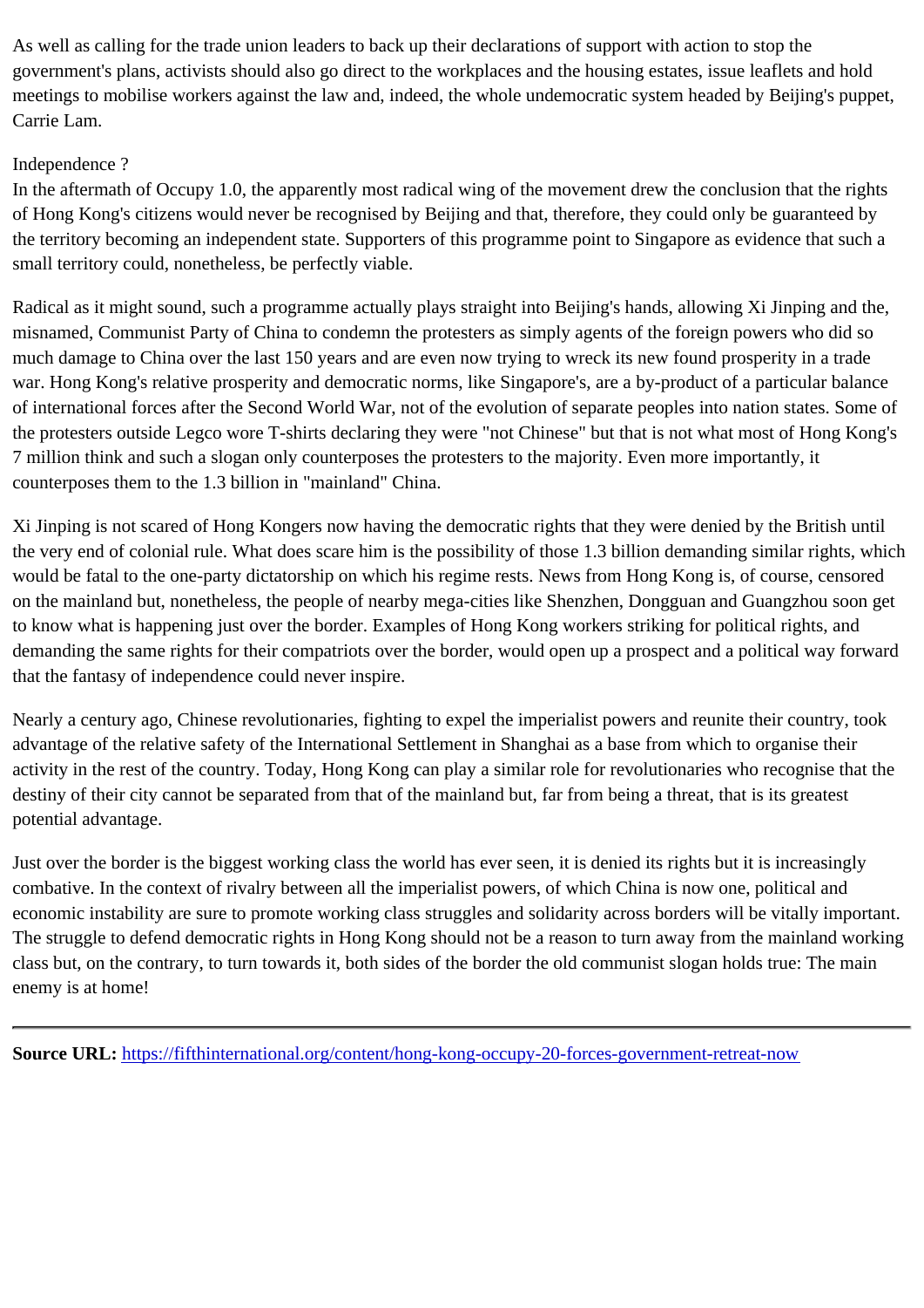As well as calling for the trade union leaders to back up their declarations of support with action to stop the government's plans, activists should also go direct to the workplaces and the housing estates, issue leaflets and hold meetings to mobilise workers against the law and, indeed, the whole undemocratic system headed by Beijing's puppet, Carrie Lam.

Independence ?

In the aftermath of Occupy 1.0, the apparently most radical wing of the movement drew the conclusion that the rights of Hong Kong's citizens would never be recognised by Beijing and that, therefore, they could only be guaranteed by the territory becoming an independent state. Supporters of this programme point to Singapore as evidence that such a small territory could, nonetheless, be perfectly viable.

Radical as it might sound, such a programme actually plays straight into Beijing's hands, allowing Xi Jinping and the, misnamed, Communist Party of China to condemn the protesters as simply agents of the foreign powers who did so much damage to China over the last 150 years and are even now trying to wreck its new found prosperity in a trade war. Hong Kong's relative prosperity and democratic norms, like Singapore's, are a by-product of a particular balance of international forces after the Second World War, not of the evolution of separate peoples into nation states. Some of the protesters outside Legco wore T-shirts declaring they were "not Chinese" but that is not what most of Hong Kong's 7 million think and such a slogan only counterposes the protesters to the majority. Even more importantly, it counterposes them to the 1.3 billion in "mainland" China.

Xi Jinping is not scared of Hong Kongers now having the democratic rights that they were denied by the British until the very end of colonial rule. What does scare him is the possibility of those 1.3 billion demanding similar rights, which would be fatal to the one-party dictatorship on which his regime rests. News from Hong Kong is, of course, censored on the mainland but, nonetheless, the people of nearby mega-cities like Shenzhen, Dongguan and Guangzhou soon get to know what is happening just over the border. Examples of Hong Kong workers striking for political rights, and demanding the same rights for their compatriots over the border, would open up a prospect and a political way forward that the fantasy of independence could never inspire.

Nearly a century ago, Chinese revolutionaries, fighting to expel the imperialist powers and reunite their country, took advantage of the relative safety of the International Settlement in Shanghai as a base from which to organise their activity in the rest of the country. Today, Hong Kong can play a similar role for revolutionaries who recognise that the destiny of their city cannot be separated from that of the mainland but, far from being a threat, that is its greatest potential advantage.

Just over the border is the biggest working class the world has ever seen, it is denied its rights but it is increasingly combative. In the context of rivalry between all the imperialist powers, of which China is now one, political and economic instability are sure to promote working class struggles and solidarity across borders will be vitally important. The struggle to defend democratic rights in Hong Kong should not be a reason to turn away from the mainland working class but, on the contrary, to turn towards it, both sides of the border the old communist slogan holds true: The main enemy is at home!

---

**Source URL:** https://fifthinternational.org/content/hong-kong-occupy-20-forces-government-retreat-now